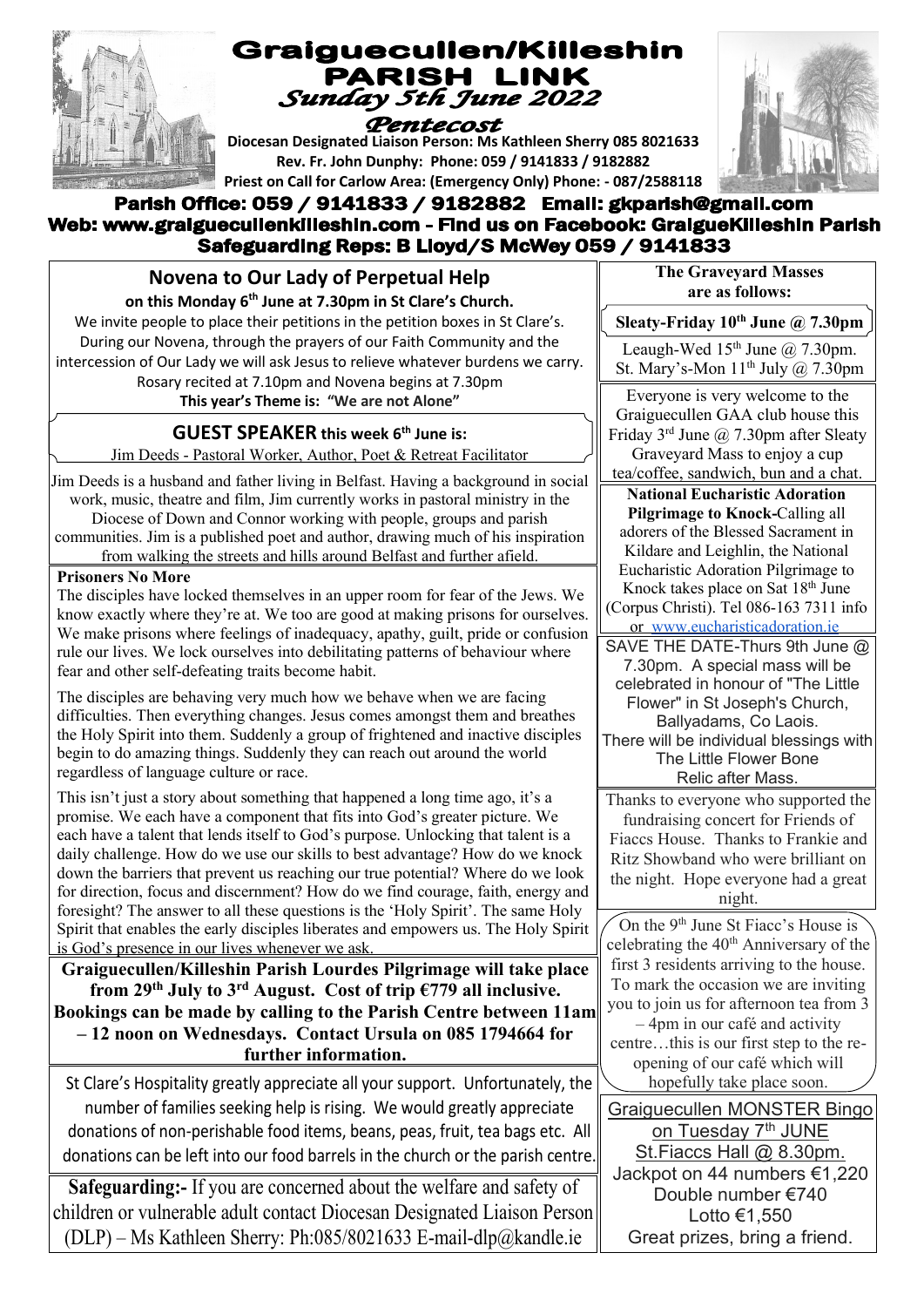# Graiguecullen/Killeshin PARISH LINK

*Sunday 5th June 2022*

*Pentecost*

**Diocesan Designated Liaison Person: Ms Kathleen Sherry 085 8021633**
**Rev. Fr. John Dunphy: Phone: 059 / 9141833 / 9182882**
**Priest on Call for Carlow Area: (Emergency Only) Phone: - 087/2588118**

**Parish Office: 059 / 9141833 / 9182882 Email: gkparish@gmail.com**
**Web: www.graiguecullenkilleshin.com - Find us on Facebook: GraigueKilleshin Parish**
**Safeguarding Reps: B Lloyd/S McWey 059 / 9141833**

## Novena to Our Lady of Perpetual Help

**on this Monday 6th June at 7.30pm in St Clare's Church.**

We invite people to place their petitions in the petition boxes in St Clare's. During our Novena, through the prayers of our Faith Community and the intercession of Our Lady we will ask Jesus to relieve whatever burdens we carry. Rosary recited at 7.10pm and Novena begins at 7.30pm

**This year's Theme is: "We are not Alone"**

### GUEST SPEAKER this week 6th June is:

Jim Deeds - Pastoral Worker, Author, Poet & Retreat Facilitator

Jim Deeds is a husband and father living in Belfast. Having a background in social work, music, theatre and film, Jim currently works in pastoral ministry in the Diocese of Down and Connor working with people, groups and parish communities. Jim is a published poet and author, drawing much of his inspiration from walking the streets and hills around Belfast and further afield.

**Prisoners No More**

The disciples have locked themselves in an upper room for fear of the Jews. We know exactly where they're at. We too are good at making prisons for ourselves. We make prisons where feelings of inadequacy, apathy, guilt, pride or confusion rule our lives. We lock ourselves into debilitating patterns of behaviour where fear and other self-defeating traits become habit.

The disciples are behaving very much how we behave when we are facing difficulties. Then everything changes. Jesus comes amongst them and breathes the Holy Spirit into them. Suddenly a group of frightened and inactive disciples begin to do amazing things. Suddenly they can reach out around the world regardless of language culture or race.

This isn't just a story about something that happened a long time ago, it's a promise. We each have a component that fits into God's greater picture. We each have a talent that lends itself to God's purpose. Unlocking that talent is a daily challenge. How do we use our skills to best advantage? How do we knock down the barriers that prevent us reaching our true potential? Where do we look for direction, focus and discernment? How do we find courage, faith, energy and foresight? The answer to all these questions is the 'Holy Spirit'. The same Holy Spirit that enables the early disciples liberates and empowers us. The Holy Spirit is God's presence in our lives whenever we ask.

**Graiguecullen/Killeshin Parish Lourdes Pilgrimage will take place from 29th July to 3rd August. Cost of trip €779 all inclusive. Bookings can be made by calling to the Parish Centre between 11am – 12 noon on Wednesdays. Contact Ursula on 085 1794664 for further information.**

St Clare's Hospitality greatly appreciate all your support. Unfortunately, the number of families seeking help is rising. We would greatly appreciate donations of non-perishable food items, beans, peas, fruit, tea bags etc. All donations can be left into our food barrels in the church or the parish centre.

**Safeguarding:-** If you are concerned about the welfare and safety of children or vulnerable adult contact Diocesan Designated Liaison Person (DLP) – Ms Kathleen Sherry: Ph:085/8021633 E-mail-dlp@kandle.ie

**The Graveyard Masses are as follows:**

**Sleaty-Friday 10th June @ 7.30pm**

Leaugh-Wed 15th June @ 7.30pm.
St. Mary's-Mon 11th July @ 7.30pm

Everyone is very welcome to the Graiguecullen GAA club house this Friday 3rd June @ 7.30pm after Sleaty Graveyard Mass to enjoy a cup tea/coffee, sandwich, bun and a chat.

**National Eucharistic Adoration Pilgrimage to Knock-**Calling all adorers of the Blessed Sacrament in Kildare and Leighlin, the National Eucharistic Adoration Pilgrimage to Knock takes place on Sat 18th June (Corpus Christi). Tel 086-163 7311 info or www.eucharisticadoration.ie

SAVE THE DATE-Thurs 9th June @ 7.30pm. A special mass will be celebrated in honour of "The Little Flower" in St Joseph's Church, Ballyadams, Co Laois. There will be individual blessings with The Little Flower Bone Relic after Mass.

Thanks to everyone who supported the fundraising concert for Friends of Fiaccs House. Thanks to Frankie and Ritz Showband who were brilliant on the night. Hope everyone had a great night.

On the 9th June St Fiacc's House is celebrating the 40th Anniversary of the first 3 residents arriving to the house. To mark the occasion we are inviting you to join us for afternoon tea from 3 – 4pm in our café and activity centre…this is our first step to the re-opening of our café which will hopefully take place soon.

Graiguecullen MONSTER Bingo on Tuesday 7th JUNE St.Fiaccs Hall @ 8.30pm.
Jackpot on 44 numbers €1,220
Double number €740
Lotto €1,550
Great prizes, bring a friend.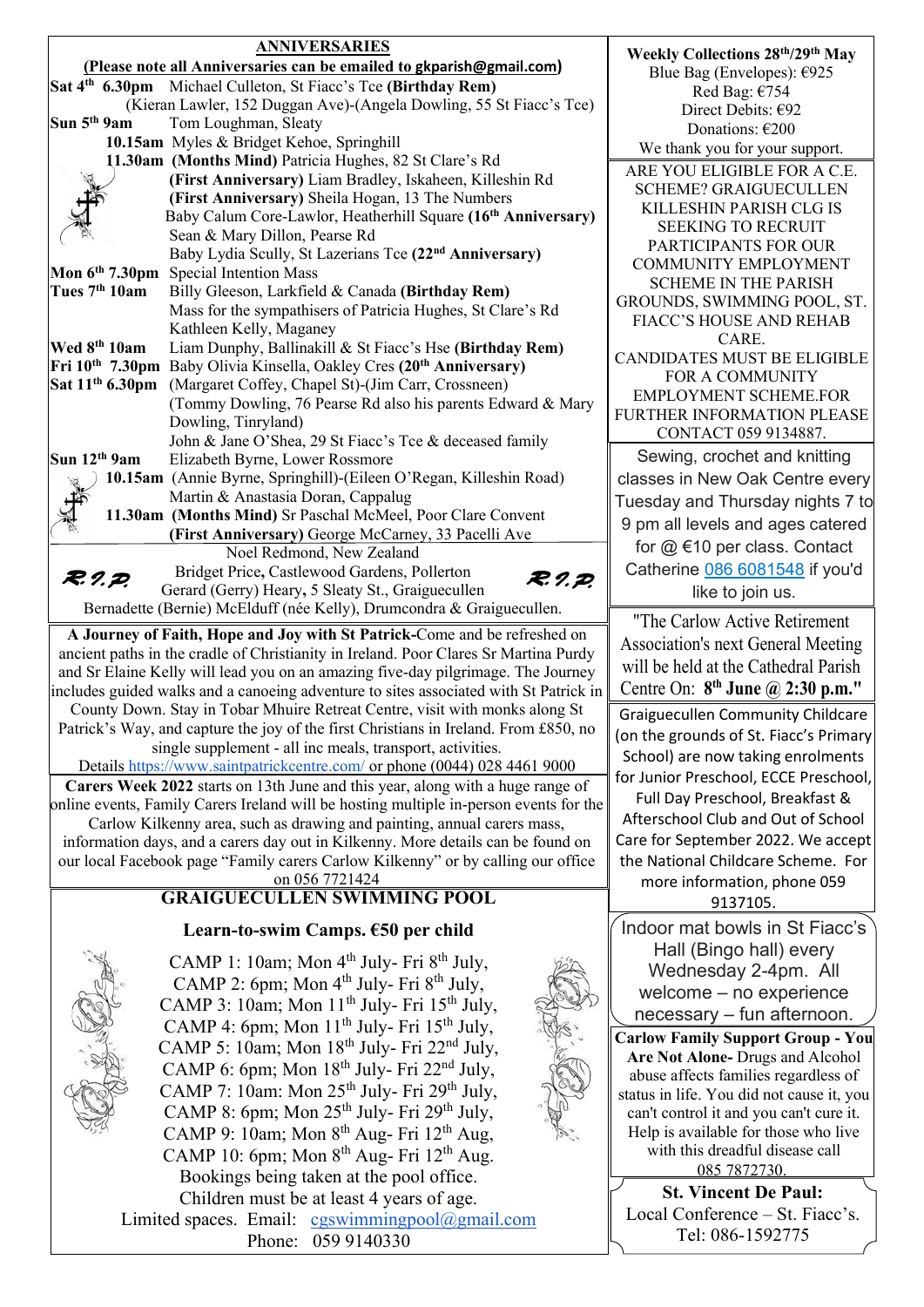## ANNIVERSARIES

**(Please note all Anniversaries can be emailed to gkparish@gmail.com)**

**Sat 4th 6.30pm** Michael Culleton, St Fiacc's Tce **(Birthday Rem)**
(Kieran Lawler, 152 Duggan Ave)-(Angela Dowling, 55 St Fiacc's Tce)

**Sun 5th 9am** Tom Loughman, Sleaty

**10.15am** Myles & Bridget Kehoe, Springhill

**11.30am (Months Mind)** Patricia Hughes, 82 St Clare's Rd
**(First Anniversary)** Liam Bradley, Iskaheen, Killeshin Rd
**(First Anniversary)** Sheila Hogan, 13 The Numbers
Baby Calum Core-Lawlor, Heatherhill Square **(16th Anniversary)**
Sean & Mary Dillon, Pearse Rd
Baby Lydia Scully, St Lazerians Tce **(22nd Anniversary)**

**Mon 6th 7.30pm** Special Intention Mass

**Tues 7th 10am** Billy Gleeson, Larkfield & Canada **(Birthday Rem)**
Mass for the sympathisers of Patricia Hughes, St Clare's Rd
Kathleen Kelly, Maganey

**Wed 8th 10am** Liam Dunphy, Ballinakill & St Fiacc's Hse **(Birthday Rem)**

**Fri 10th 7.30pm** Baby Olivia Kinsella, Oakley Cres **(20th Anniversary)**

**Sat 11th 6.30pm** (Margaret Coffey, Chapel St)-(Jim Carr, Crossneen)
(Tommy Dowling, 76 Pearse Rd also his parents Edward & Mary Dowling, Tinryland)
John & Jane O'Shea, 29 St Fiacc's Tce & deceased family

**Sun 12th 9am** Elizabeth Byrne, Lower Rossmore

**10.15am** (Annie Byrne, Springhill)-(Eileen O'Regan, Killeshin Road)
Martin & Anastasia Doran, Cappalug

**11.30am (Months Mind)** Sr Paschal McMeel, Poor Clare Convent
**(First Anniversary)** George McCarney, 33 Pacelli Ave

**R.I.P.**

Noel Redmond, New Zealand
Bridget Price, Castlewood Gardens, Pollerton
Gerard (Gerry) Heary, 5 Sleaty St., Graiguecullen
Bernadette (Bernie) McElduff (née Kelly), Drumcondra & Graiguecullen.

**A Journey of Faith, Hope and Joy with St Patrick-**Come and be refreshed on ancient paths in the cradle of Christianity in Ireland. Poor Clares Sr Martina Purdy and Sr Elaine Kelly will lead you on an amazing five-day pilgrimage. The Journey includes guided walks and a canoeing adventure to sites associated with St Patrick in County Down. Stay in Tobar Mhuire Retreat Centre, visit with monks along St Patrick's Way, and capture the joy of the first Christians in Ireland. From £850, no single supplement - all inc meals, transport, activities.
Details https://www.saintpatrickcentre.com/ or phone (0044) 028 4461 9000

**Carers Week 2022** starts on 13th June and this year, along with a huge range of online events, Family Carers Ireland will be hosting multiple in-person events for the Carlow Kilkenny area, such as drawing and painting, annual carers mass, information days, and a carers day out in Kilkenny. More details can be found on our local Facebook page "Family carers Carlow Kilkenny" or by calling our office on 056 7721424

## GRAIGUECULLEN SWIMMING POOL

**Learn-to-swim Camps. €50 per child**

CAMP 1: 10am; Mon 4th July- Fri 8th July,
CAMP 2: 6pm; Mon 4th July- Fri 8th July,
CAMP 3: 10am; Mon 11th July- Fri 15th July,
CAMP 4: 6pm; Mon 11th July- Fri 15th July,
CAMP 5: 10am; Mon 18th July- Fri 22nd July,
CAMP 6: 6pm; Mon 18th July- Fri 22nd July,
CAMP 7: 10am: Mon 25th July- Fri 29th July,
CAMP 8: 6pm; Mon 25th July- Fri 29th July,
CAMP 9: 10am; Mon 8th Aug- Fri 12th Aug,
CAMP 10: 6pm; Mon 8th Aug- Fri 12th Aug.

Bookings being taken at the pool office.
Children must be at least 4 years of age.
Limited spaces. Email: cgswimmingpool@gmail.com
Phone: 059 9140330

**Weekly Collections 28th/29th May**
Blue Bag (Envelopes): €925
Red Bag: €754
Direct Debits: €92
Donations: €200
We thank you for your support.

ARE YOU ELIGIBLE FOR A C.E. SCHEME? GRAIGUECULLEN KILLESHIN PARISH CLG IS SEEKING TO RECRUIT PARTICIPANTS FOR OUR COMMUNITY EMPLOYMENT SCHEME IN THE PARISH GROUNDS, SWIMMING POOL, ST. FIACC'S HOUSE AND REHAB CARE.
CANDIDATES MUST BE ELIGIBLE FOR A COMMUNITY EMPLOYMENT SCHEME.FOR FURTHER INFORMATION PLEASE CONTACT 059 9134887.

Sewing, crochet and knitting classes in New Oak Centre every Tuesday and Thursday nights 7 to 9 pm all levels and ages catered for @ €10 per class. Contact Catherine 086 6081548 if you'd like to join us.

"The Carlow Active Retirement Association's next General Meeting will be held at the Cathedral Parish Centre On: **8th June @ 2:30 p.m."**

Graiguecullen Community Childcare (on the grounds of St. Fiacc's Primary School) are now taking enrolments for Junior Preschool, ECCE Preschool, Full Day Preschool, Breakfast & Afterschool Club and Out of School Care for September 2022. We accept the National Childcare Scheme. For more information, phone 059 9137105.

Indoor mat bowls in St Fiacc's Hall (Bingo hall) every Wednesday 2-4pm. All welcome – no experience necessary – fun afternoon.

**Carlow Family Support Group - You Are Not Alone-** Drugs and Alcohol abuse affects families regardless of status in life. You did not cause it, you can't control it and you can't cure it. Help is available for those who live with this dreadful disease call 085 7872730.

**St. Vincent De Paul:**
Local Conference – St. Fiacc's.
Tel: 086-1592775